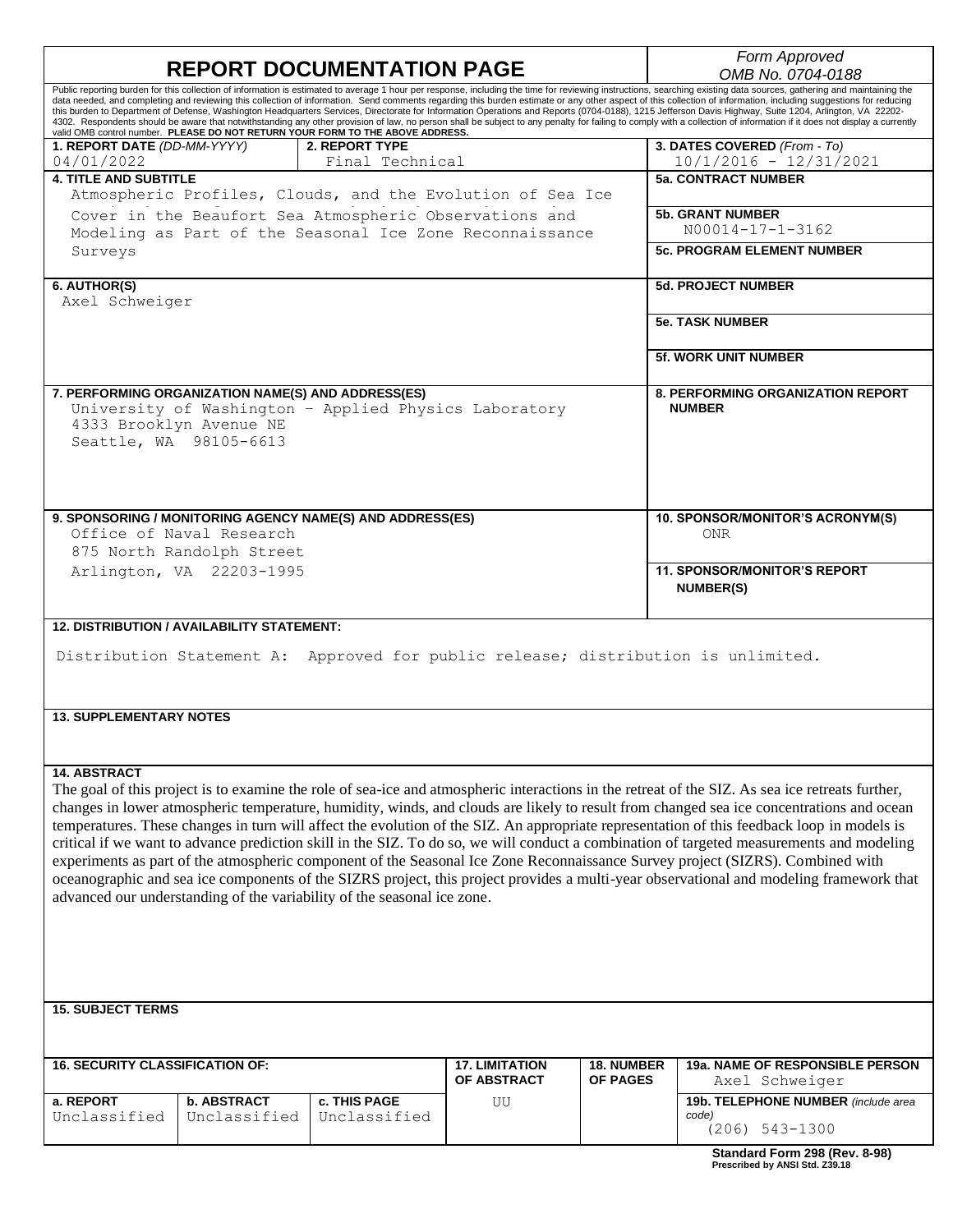# REPORT DOCUMENTATION PAGE

*Form Approved*
*OMB No. 0704-0188*

Public reporting burden for this collection of information is estimated to average 1 hour per response, including the time for reviewing instructions, searching existing data sources, gathering and maintaining the data needed, and completing and reviewing this collection of information. Send comments regarding this burden estimate or any other aspect of this collection of information, including suggestions for reducing this burden to Department of Defense, Washington Headquarters Services, Directorate for Information Operations and Reports (0704-0188), 1215 Jefferson Davis Highway, Suite 1204, Arlington, VA 22202-4302. Respondents should be aware that notwithstanding any other provision of law, no person shall be subject to any penalty for failing to comply with a collection of information if it does not display a currently valid OMB control number. **PLEASE DO NOT RETURN YOUR FORM TO THE ABOVE ADDRESS.**

| **1. REPORT DATE** *(DD-MM-YYYY)* | **2. REPORT TYPE** | **3. DATES COVERED** *(From - To)* |
|---|---|---|
| 04/01/2022 | Final Technical | 10/1/2016 - 12/31/2021 |

**4. TITLE AND SUBTITLE**
Atmospheric Profiles, Clouds, and the Evolution of Sea Ice Cover in the Beaufort Sea Atmospheric Observations and Modeling as Part of the Seasonal Ice Zone Reconnaissance Surveys

**5a. CONTRACT NUMBER**

**5b. GRANT NUMBER**
N00014-17-1-3162

**5c. PROGRAM ELEMENT NUMBER**

**6. AUTHOR(S)**
Axel Schweiger

**5d. PROJECT NUMBER**

**5e. TASK NUMBER**

**5f. WORK UNIT NUMBER**

**7. PERFORMING ORGANIZATION NAME(S) AND ADDRESS(ES)**
University of Washington – Applied Physics Laboratory
4333 Brooklyn Avenue NE
Seattle, WA 98105-6613

**8. PERFORMING ORGANIZATION REPORT NUMBER**

**9. SPONSORING / MONITORING AGENCY NAME(S) AND ADDRESS(ES)**
Office of Naval Research
875 North Randolph Street
Arlington, VA 22203-1995

**10. SPONSOR/MONITOR'S ACRONYM(S)**
ONR

**11. SPONSOR/MONITOR'S REPORT NUMBER(S)**

**12. DISTRIBUTION / AVAILABILITY STATEMENT:**

Distribution Statement A: Approved for public release; distribution is unlimited.

**13. SUPPLEMENTARY NOTES**

**14. ABSTRACT**

The goal of this project is to examine the role of sea-ice and atmospheric interactions in the retreat of the SIZ. As sea ice retreats further, changes in lower atmospheric temperature, humidity, winds, and clouds are likely to result from changed sea ice concentrations and ocean temperatures. These changes in turn will affect the evolution of the SIZ. An appropriate representation of this feedback loop in models is critical if we want to advance prediction skill in the SIZ. To do so, we will conduct a combination of targeted measurements and modeling experiments as part of the atmospheric component of the Seasonal Ice Zone Reconnaissance Survey project (SIZRS). Combined with oceanographic and sea ice components of the SIZRS project, this project provides a multi-year observational and modeling framework that advanced our understanding of the variability of the seasonal ice zone.

**15. SUBJECT TERMS**

| **16. SECURITY CLASSIFICATION OF:** | | | **17. LIMITATION OF ABSTRACT** | **18. NUMBER OF PAGES** | **19a. NAME OF RESPONSIBLE PERSON** |
|---|---|---|---|---|---|
| **a. REPORT** | **b. ABSTRACT** | **c. THIS PAGE** | | | Axel Schweiger |
| Unclassified | Unclassified | Unclassified | UU | | **19b. TELEPHONE NUMBER** *(include area code)* (206) 543-1300 |

**Standard Form 298 (Rev. 8-98)**
**Prescribed by ANSI Std. Z39.18**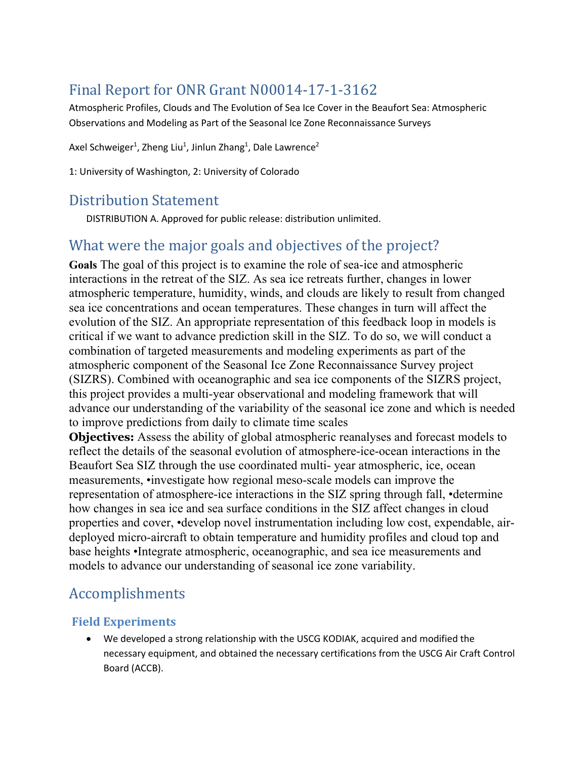# Final Report for ONR Grant N00014-17-1-3162

Atmospheric Profiles, Clouds and The Evolution of Sea Ice Cover in the Beaufort Sea: Atmospheric Observations and Modeling as Part of the Seasonal Ice Zone Reconnaissance Surveys

Axel Schweiger[1], Zheng Liu[1], Jinlun Zhang[1], Dale Lawrence[2]

1: University of Washington, 2: University of Colorado

## Distribution Statement

DISTRIBUTION A. Approved for public release: distribution unlimited.

## What were the major goals and objectives of the project?

**Goals** The goal of this project is to examine the role of sea-ice and atmospheric interactions in the retreat of the SIZ. As sea ice retreats further, changes in lower atmospheric temperature, humidity, winds, and clouds are likely to result from changed sea ice concentrations and ocean temperatures. These changes in turn will affect the evolution of the SIZ. An appropriate representation of this feedback loop in models is critical if we want to advance prediction skill in the SIZ. To do so, we will conduct a combination of targeted measurements and modeling experiments as part of the atmospheric component of the Seasonal Ice Zone Reconnaissance Survey project (SIZRS). Combined with oceanographic and sea ice components of the SIZRS project, this project provides a multi-year observational and modeling framework that will advance our understanding of the variability of the seasonal ice zone and which is needed to improve predictions from daily to climate time scales

**Objectives:** Assess the ability of global atmospheric reanalyses and forecast models to reflect the details of the seasonal evolution of atmosphere-ice-ocean interactions in the Beaufort Sea SIZ through the use coordinated multi- year atmospheric, ice, ocean measurements, •investigate how regional meso-scale models can improve the representation of atmosphere-ice interactions in the SIZ spring through fall, •determine how changes in sea ice and sea surface conditions in the SIZ affect changes in cloud properties and cover, •develop novel instrumentation including low cost, expendable, air-deployed micro-aircraft to obtain temperature and humidity profiles and cloud top and base heights •Integrate atmospheric, oceanographic, and sea ice measurements and models to advance our understanding of seasonal ice zone variability.

## Accomplishments

### Field Experiments

- We developed a strong relationship with the USCG KODIAK, acquired and modified the necessary equipment, and obtained the necessary certifications from the USCG Air Craft Control Board (ACCB).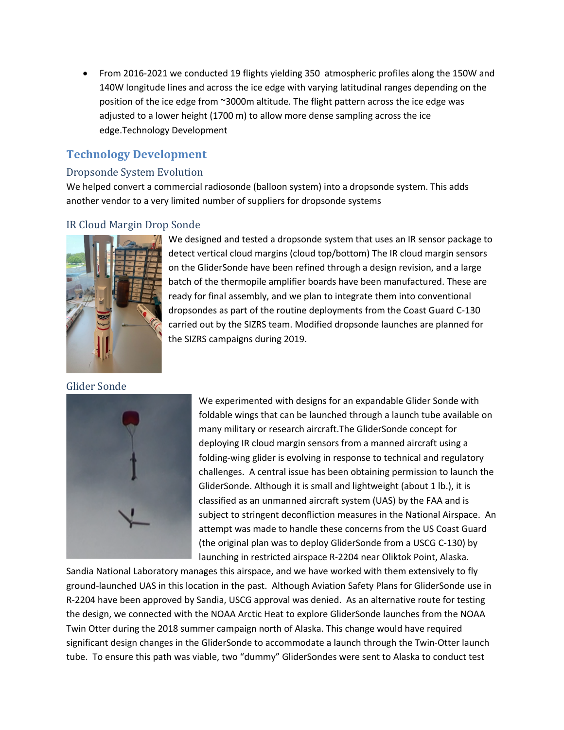- From 2016-2021 we conducted 19 flights yielding 350 atmospheric profiles along the 150W and 140W longitude lines and across the ice edge with varying latitudinal ranges depending on the position of the ice edge from ~3000m altitude. The flight pattern across the ice edge was adjusted to a lower height (1700 m) to allow more dense sampling across the ice edge.Technology Development

## Technology Development

### Dropsonde System Evolution

We helped convert a commercial radiosonde (balloon system) into a dropsonde system. This adds another vendor to a very limited number of suppliers for dropsonde systems

### IR Cloud Margin Drop Sonde

We designed and tested a dropsonde system that uses an IR sensor package to detect vertical cloud margins (cloud top/bottom) The IR cloud margin sensors on the GliderSonde have been refined through a design revision, and a large batch of the thermopile amplifier boards have been manufactured. These are ready for final assembly, and we plan to integrate them into conventional dropsondes as part of the routine deployments from the Coast Guard C-130 carried out by the SIZRS team. Modified dropsonde launches are planned for the SIZRS campaigns during 2019.

### Glider Sonde

We experimented with designs for an expandable Glider Sonde with foldable wings that can be launched through a launch tube available on many military or research aircraft.The GliderSonde concept for deploying IR cloud margin sensors from a manned aircraft using a folding-wing glider is evolving in response to technical and regulatory challenges. A central issue has been obtaining permission to launch the GliderSonde. Although it is small and lightweight (about 1 lb.), it is classified as an unmanned aircraft system (UAS) by the FAA and is subject to stringent deconfliction measures in the National Airspace. An attempt was made to handle these concerns from the US Coast Guard (the original plan was to deploy GliderSonde from a USCG C-130) by launching in restricted airspace R-2204 near Oliktok Point, Alaska. Sandia National Laboratory manages this airspace, and we have worked with them extensively to fly ground-launched UAS in this location in the past. Although Aviation Safety Plans for GliderSonde use in R-2204 have been approved by Sandia, USCG approval was denied. As an alternative route for testing the design, we connected with the NOAA Arctic Heat to explore GliderSonde launches from the NOAA Twin Otter during the 2018 summer campaign north of Alaska. This change would have required significant design changes in the GliderSonde to accommodate a launch through the Twin-Otter launch tube. To ensure this path was viable, two "dummy" GliderSondes were sent to Alaska to conduct test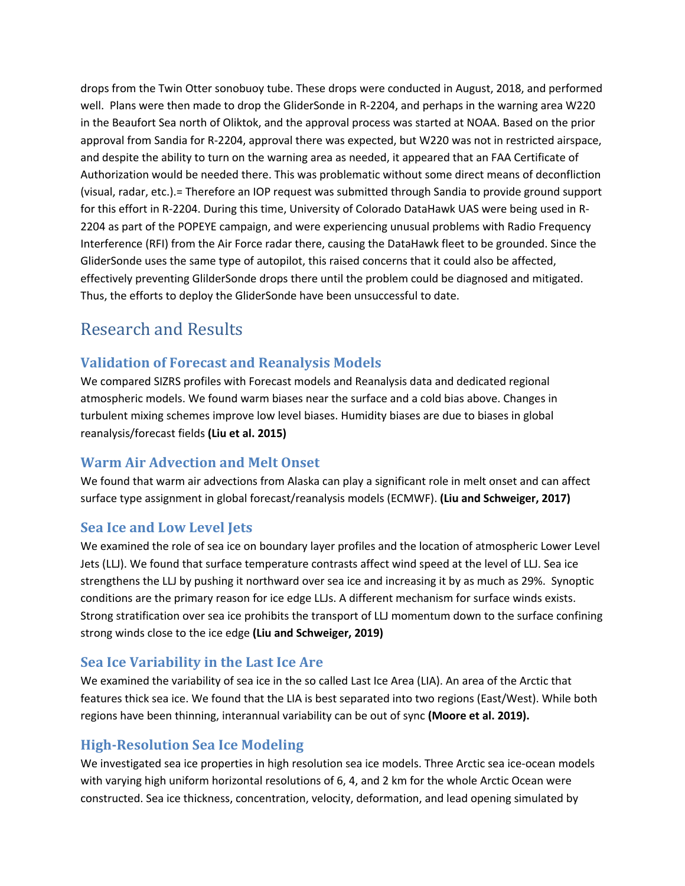drops from the Twin Otter sonobuoy tube. These drops were conducted in August, 2018, and performed well. Plans were then made to drop the GliderSonde in R-2204, and perhaps in the warning area W220 in the Beaufort Sea north of Oliktok, and the approval process was started at NOAA. Based on the prior approval from Sandia for R-2204, approval there was expected, but W220 was not in restricted airspace, and despite the ability to turn on the warning area as needed, it appeared that an FAA Certificate of Authorization would be needed there. This was problematic without some direct means of deconfliction (visual, radar, etc.).= Therefore an IOP request was submitted through Sandia to provide ground support for this effort in R-2204. During this time, University of Colorado DataHawk UAS were being used in R-2204 as part of the POPEYE campaign, and were experiencing unusual problems with Radio Frequency Interference (RFI) from the Air Force radar there, causing the DataHawk fleet to be grounded. Since the GliderSonde uses the same type of autopilot, this raised concerns that it could also be affected, effectively preventing GlilderSonde drops there until the problem could be diagnosed and mitigated. Thus, the efforts to deploy the GliderSonde have been unsuccessful to date.

# Research and Results

## Validation of Forecast and Reanalysis Models

We compared SIZRS profiles with Forecast models and Reanalysis data and dedicated regional atmospheric models. We found warm biases near the surface and a cold bias above. Changes in turbulent mixing schemes improve low level biases. Humidity biases are due to biases in global reanalysis/forecast fields **(Liu et al. 2015)**

## Warm Air Advection and Melt Onset

We found that warm air advections from Alaska can play a significant role in melt onset and can affect surface type assignment in global forecast/reanalysis models (ECMWF). **(Liu and Schweiger, 2017)**

## Sea Ice and Low Level Jets

We examined the role of sea ice on boundary layer profiles and the location of atmospheric Lower Level Jets (LLJ). We found that surface temperature contrasts affect wind speed at the level of LLJ. Sea ice strengthens the LLJ by pushing it northward over sea ice and increasing it by as much as 29%. Synoptic conditions are the primary reason for ice edge LLJs. A different mechanism for surface winds exists. Strong stratification over sea ice prohibits the transport of LLJ momentum down to the surface confining strong winds close to the ice edge **(Liu and Schweiger, 2019)**

## Sea Ice Variability in the Last Ice Are

We examined the variability of sea ice in the so called Last Ice Area (LIA). An area of the Arctic that features thick sea ice. We found that the LIA is best separated into two regions (East/West). While both regions have been thinning, interannual variability can be out of sync **(Moore et al. 2019).**

## High-Resolution Sea Ice Modeling

We investigated sea ice properties in high resolution sea ice models. Three Arctic sea ice-ocean models with varying high uniform horizontal resolutions of 6, 4, and 2 km for the whole Arctic Ocean were constructed. Sea ice thickness, concentration, velocity, deformation, and lead opening simulated by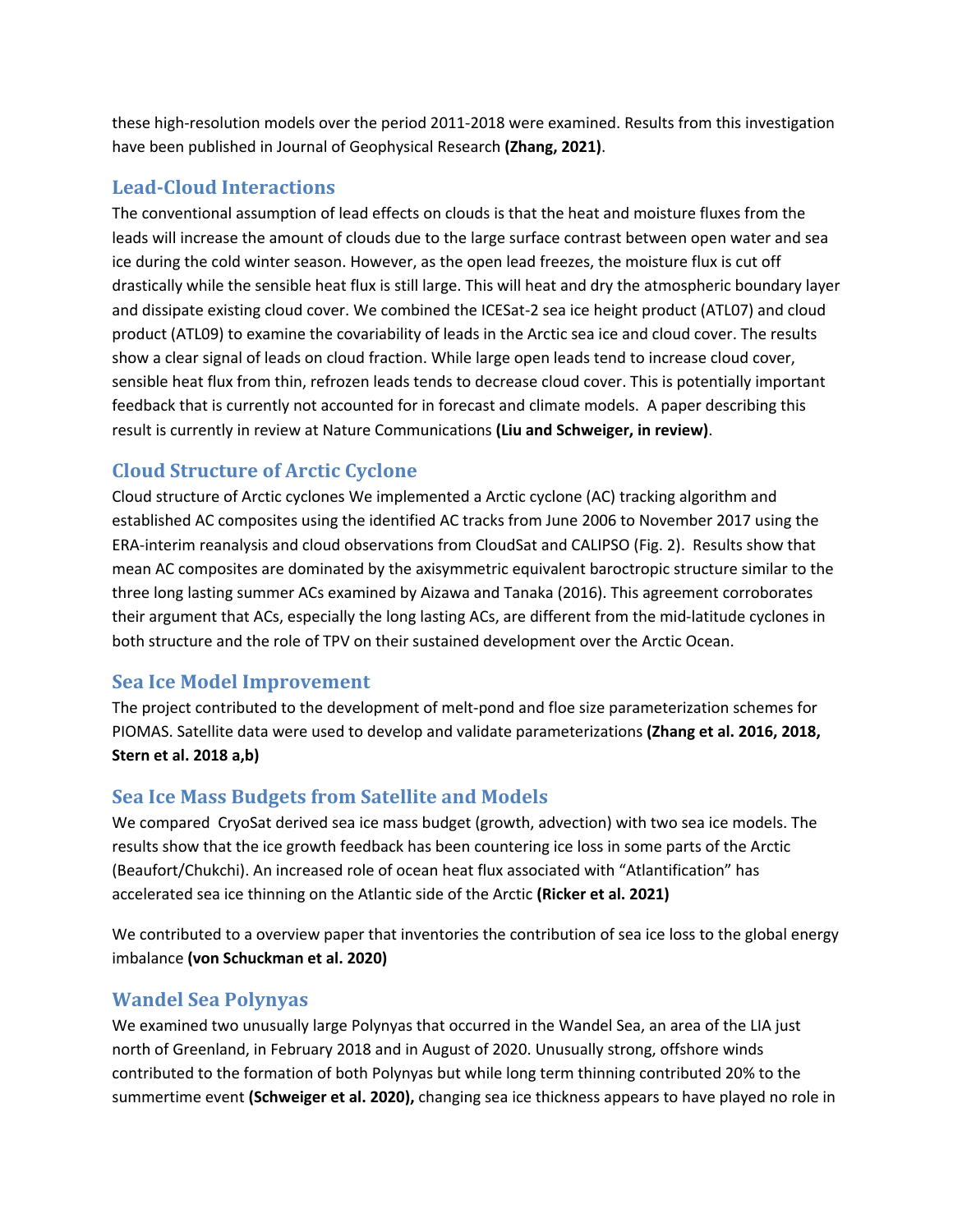these high-resolution models over the period 2011-2018 were examined. Results from this investigation have been published in Journal of Geophysical Research **(Zhang, 2021)**.

## Lead-Cloud Interactions

The conventional assumption of lead effects on clouds is that the heat and moisture fluxes from the leads will increase the amount of clouds due to the large surface contrast between open water and sea ice during the cold winter season. However, as the open lead freezes, the moisture flux is cut off drastically while the sensible heat flux is still large. This will heat and dry the atmospheric boundary layer and dissipate existing cloud cover. We combined the ICESat-2 sea ice height product (ATL07) and cloud product (ATL09) to examine the covariability of leads in the Arctic sea ice and cloud cover. The results show a clear signal of leads on cloud fraction. While large open leads tend to increase cloud cover, sensible heat flux from thin, refrozen leads tends to decrease cloud cover. This is potentially important feedback that is currently not accounted for in forecast and climate models. A paper describing this result is currently in review at Nature Communications **(Liu and Schweiger, in review)**.

## Cloud Structure of Arctic Cyclone

Cloud structure of Arctic cyclones We implemented a Arctic cyclone (AC) tracking algorithm and established AC composites using the identified AC tracks from June 2006 to November 2017 using the ERA-interim reanalysis and cloud observations from CloudSat and CALIPSO (Fig. 2). Results show that mean AC composites are dominated by the axisymmetric equivalent barotropic structure similar to the three long lasting summer ACs examined by Aizawa and Tanaka (2016). This agreement corroborates their argument that ACs, especially the long lasting ACs, are different from the mid-latitude cyclones in both structure and the role of TPV on their sustained development over the Arctic Ocean.

## Sea Ice Model Improvement

The project contributed to the development of melt-pond and floe size parameterization schemes for PIOMAS. Satellite data were used to develop and validate parameterizations **(Zhang et al. 2016, 2018, Stern et al. 2018 a,b)**

## Sea Ice Mass Budgets from Satellite and Models

We compared CryoSat derived sea ice mass budget (growth, advection) with two sea ice models. The results show that the ice growth feedback has been countering ice loss in some parts of the Arctic (Beaufort/Chukchi). An increased role of ocean heat flux associated with "Atlantification" has accelerated sea ice thinning on the Atlantic side of the Arctic **(Ricker et al. 2021)**

We contributed to a overview paper that inventories the contribution of sea ice loss to the global energy imbalance **(von Schuckman et al. 2020)**

## Wandel Sea Polynyas

We examined two unusually large Polynyas that occurred in the Wandel Sea, an area of the LIA just north of Greenland, in February 2018 and in August of 2020. Unusually strong, offshore winds contributed to the formation of both Polynyas but while long term thinning contributed 20% to the summertime event **(Schweiger et al. 2020),** changing sea ice thickness appears to have played no role in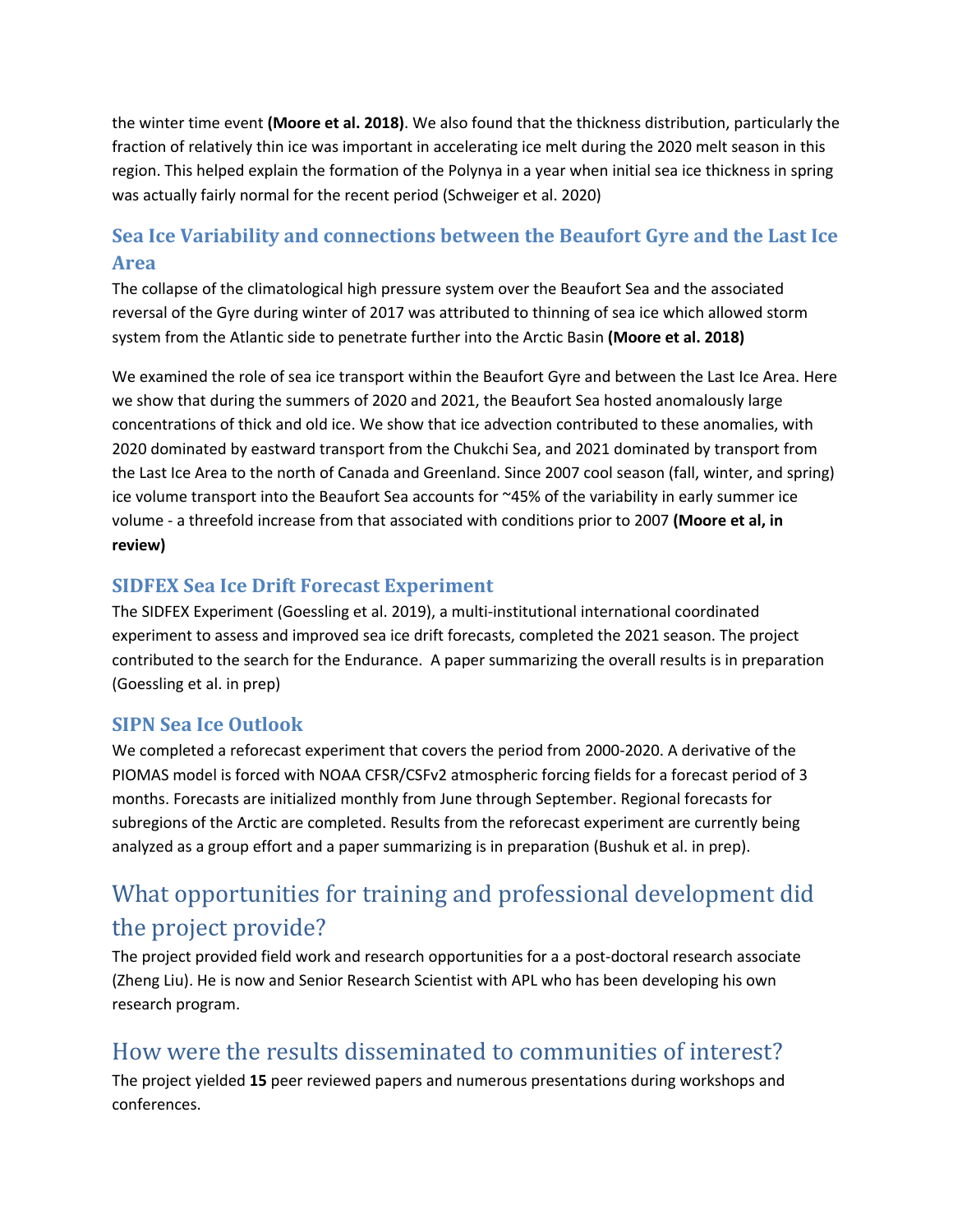the winter time event **(Moore et al. 2018)**. We also found that the thickness distribution, particularly the fraction of relatively thin ice was important in accelerating ice melt during the 2020 melt season in this region. This helped explain the formation of the Polynya in a year when initial sea ice thickness in spring was actually fairly normal for the recent period (Schweiger et al. 2020)

### Sea Ice Variability and connections between the Beaufort Gyre and the Last Ice Area

The collapse of the climatological high pressure system over the Beaufort Sea and the associated reversal of the Gyre during winter of 2017 was attributed to thinning of sea ice which allowed storm system from the Atlantic side to penetrate further into the Arctic Basin **(Moore et al. 2018)**

We examined the role of sea ice transport within the Beaufort Gyre and between the Last Ice Area. Here we show that during the summers of 2020 and 2021, the Beaufort Sea hosted anomalously large concentrations of thick and old ice. We show that ice advection contributed to these anomalies, with 2020 dominated by eastward transport from the Chukchi Sea, and 2021 dominated by transport from the Last Ice Area to the north of Canada and Greenland. Since 2007 cool season (fall, winter, and spring) ice volume transport into the Beaufort Sea accounts for ~45% of the variability in early summer ice volume - a threefold increase from that associated with conditions prior to 2007 **(Moore et al, in review)**

### SIDFEX Sea Ice Drift Forecast Experiment

The SIDFEX Experiment (Goessling et al. 2019), a multi-institutional international coordinated experiment to assess and improved sea ice drift forecasts, completed the 2021 season. The project contributed to the search for the Endurance. A paper summarizing the overall results is in preparation (Goessling et al. in prep)

### SIPN Sea Ice Outlook

We completed a reforecast experiment that covers the period from 2000-2020. A derivative of the PIOMAS model is forced with NOAA CFSR/CSFv2 atmospheric forcing fields for a forecast period of 3 months. Forecasts are initialized monthly from June through September. Regional forecasts for subregions of the Arctic are completed. Results from the reforecast experiment are currently being analyzed as a group effort and a paper summarizing is in preparation (Bushuk et al. in prep).

## What opportunities for training and professional development did the project provide?

The project provided field work and research opportunities for a a post-doctoral research associate (Zheng Liu). He is now and Senior Research Scientist with APL who has been developing his own research program.

## How were the results disseminated to communities of interest?

The project yielded **15** peer reviewed papers and numerous presentations during workshops and conferences.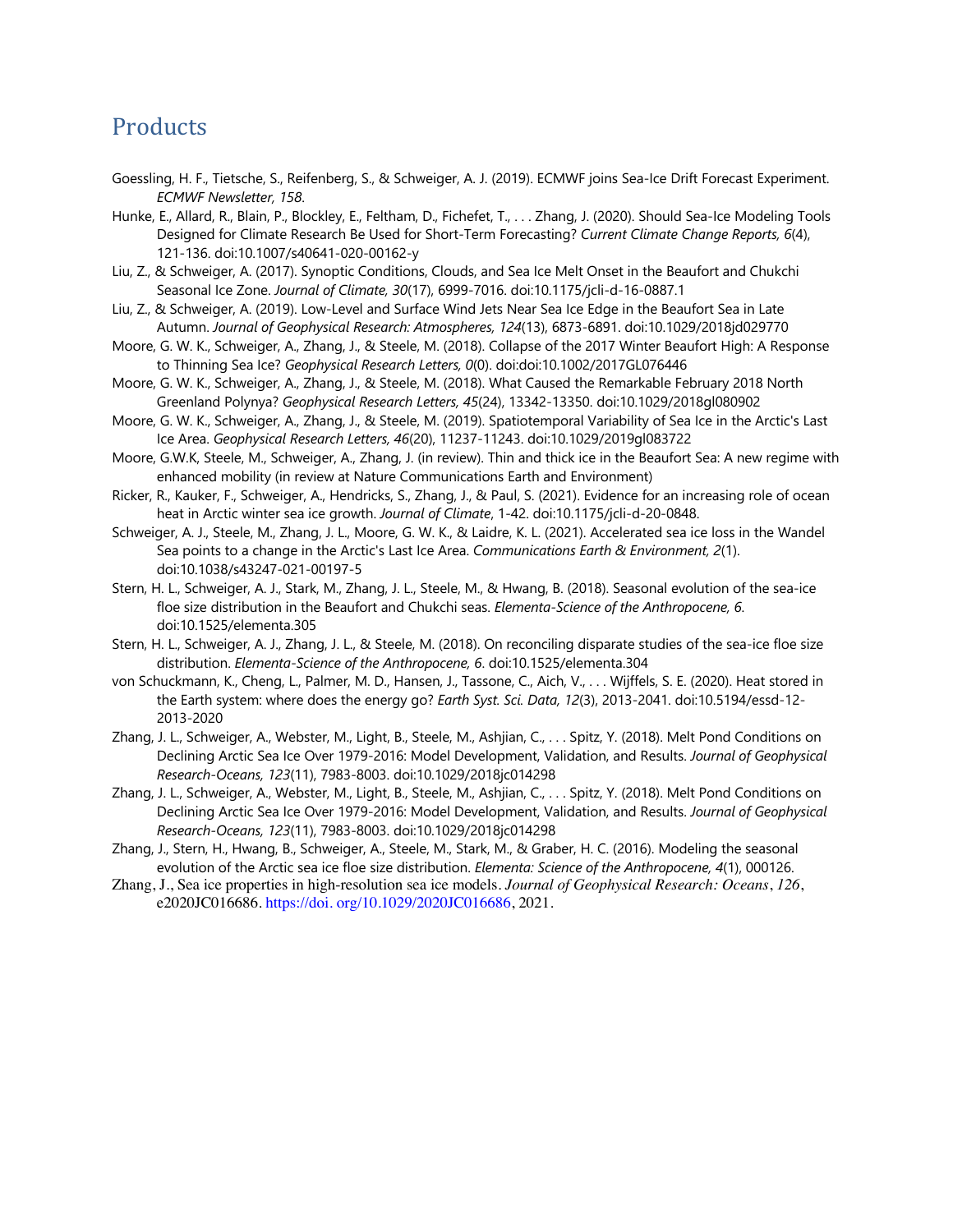# Products

Goessling, H. F., Tietsche, S., Reifenberg, S., & Schweiger, A. J. (2019). ECMWF joins Sea-Ice Drift Forecast Experiment. *ECMWF Newsletter, 158*.

Hunke, E., Allard, R., Blain, P., Blockley, E., Feltham, D., Fichefet, T., . . . Zhang, J. (2020). Should Sea-Ice Modeling Tools Designed for Climate Research Be Used for Short-Term Forecasting? *Current Climate Change Reports, 6*(4), 121-136. doi:10.1007/s40641-020-00162-y

Liu, Z., & Schweiger, A. (2017). Synoptic Conditions, Clouds, and Sea Ice Melt Onset in the Beaufort and Chukchi Seasonal Ice Zone. *Journal of Climate, 30*(17), 6999-7016. doi:10.1175/jcli-d-16-0887.1

Liu, Z., & Schweiger, A. (2019). Low-Level and Surface Wind Jets Near Sea Ice Edge in the Beaufort Sea in Late Autumn. *Journal of Geophysical Research: Atmospheres, 124*(13), 6873-6891. doi:10.1029/2018jd029770

Moore, G. W. K., Schweiger, A., Zhang, J., & Steele, M. (2018). Collapse of the 2017 Winter Beaufort High: A Response to Thinning Sea Ice? *Geophysical Research Letters, 0*(0). doi:doi:10.1002/2017GL076446

Moore, G. W. K., Schweiger, A., Zhang, J., & Steele, M. (2018). What Caused the Remarkable February 2018 North Greenland Polynya? *Geophysical Research Letters, 45*(24), 13342-13350. doi:10.1029/2018gl080902

Moore, G. W. K., Schweiger, A., Zhang, J., & Steele, M. (2019). Spatiotemporal Variability of Sea Ice in the Arctic's Last Ice Area. *Geophysical Research Letters, 46*(20), 11237-11243. doi:10.1029/2019gl083722

Moore, G.W.K, Steele, M., Schweiger, A., Zhang, J. (in review). Thin and thick ice in the Beaufort Sea: A new regime with enhanced mobility (in review at Nature Communications Earth and Environment)

Ricker, R., Kauker, F., Schweiger, A., Hendricks, S., Zhang, J., & Paul, S. (2021). Evidence for an increasing role of ocean heat in Arctic winter sea ice growth. *Journal of Climate*, 1-42. doi:10.1175/jcli-d-20-0848.

Schweiger, A. J., Steele, M., Zhang, J. L., Moore, G. W. K., & Laidre, K. L. (2021). Accelerated sea ice loss in the Wandel Sea points to a change in the Arctic's Last Ice Area. *Communications Earth & Environment, 2*(1). doi:10.1038/s43247-021-00197-5

Stern, H. L., Schweiger, A. J., Stark, M., Zhang, J. L., Steele, M., & Hwang, B. (2018). Seasonal evolution of the sea-ice floe size distribution in the Beaufort and Chukchi seas. *Elementa-Science of the Anthropocene, 6*. doi:10.1525/elementa.305

Stern, H. L., Schweiger, A. J., Zhang, J. L., & Steele, M. (2018). On reconciling disparate studies of the sea-ice floe size distribution. *Elementa-Science of the Anthropocene, 6*. doi:10.1525/elementa.304

von Schuckmann, K., Cheng, L., Palmer, M. D., Hansen, J., Tassone, C., Aich, V., . . . Wijffels, S. E. (2020). Heat stored in the Earth system: where does the energy go? *Earth Syst. Sci. Data, 12*(3), 2013-2041. doi:10.5194/essd-12-2013-2020

Zhang, J. L., Schweiger, A., Webster, M., Light, B., Steele, M., Ashjian, C., . . . Spitz, Y. (2018). Melt Pond Conditions on Declining Arctic Sea Ice Over 1979-2016: Model Development, Validation, and Results. *Journal of Geophysical Research-Oceans, 123*(11), 7983-8003. doi:10.1029/2018jc014298

Zhang, J. L., Schweiger, A., Webster, M., Light, B., Steele, M., Ashjian, C., . . . Spitz, Y. (2018). Melt Pond Conditions on Declining Arctic Sea Ice Over 1979-2016: Model Development, Validation, and Results. *Journal of Geophysical Research-Oceans, 123*(11), 7983-8003. doi:10.1029/2018jc014298

Zhang, J., Stern, H., Hwang, B., Schweiger, A., Steele, M., Stark, M., & Graber, H. C. (2016). Modeling the seasonal evolution of the Arctic sea ice floe size distribution. *Elementa: Science of the Anthropocene, 4*(1), 000126.

Zhang, J., Sea ice properties in high-resolution sea ice models. *Journal of Geophysical Research: Oceans*, *126*, e2020JC016686. https://doi. org/10.1029/2020JC016686, 2021.